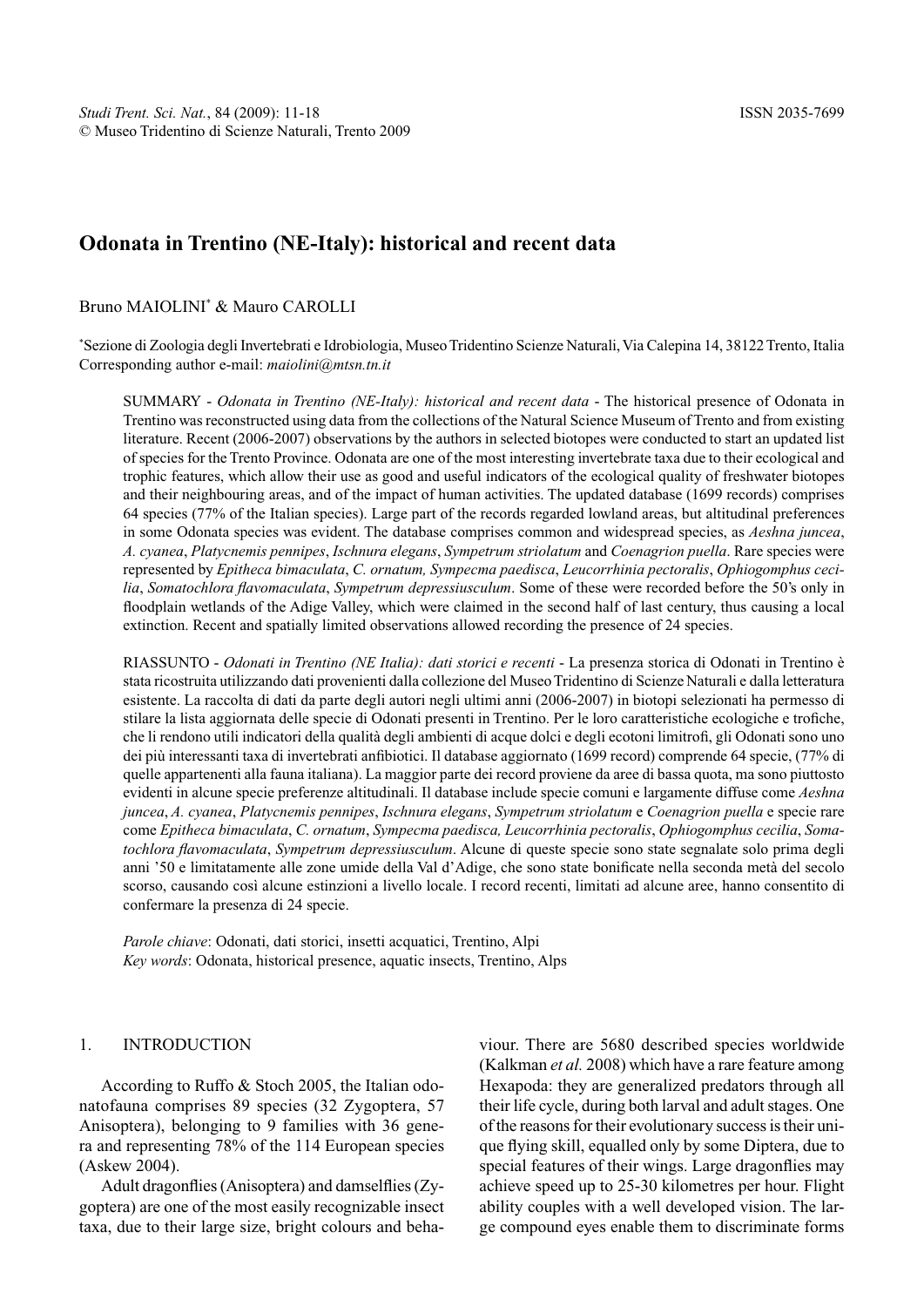# Odonata in Trentino (NE-Italy): historical and recent data

Bruno MAIOLINI[*] & Mauro CAROLLI

[*]Sezione di Zoologia degli Invertebrati e Idrobiologia, Museo Tridentino Scienze Naturali, Via Calepina 14, 38122 Trento, Italia
Corresponding author e-mail: *maiolini@mtsn.tn.it*

SUMMARY - *Odonata in Trentino (NE-Italy): historical and recent data* - The historical presence of Odonata in Trentino was reconstructed using data from the collections of the Natural Science Museum of Trento and from existing literature. Recent (2006-2007) observations by the authors in selected biotopes were conducted to start an updated list of species for the Trento Province. Odonata are one of the most interesting invertebrate taxa due to their ecological and trophic features, which allow their use as good and useful indicators of the ecological quality of freshwater biotopes and their neighbouring areas, and of the impact of human activities. The updated database (1699 records) comprises 64 species (77% of the Italian species). Large part of the records regarded lowland areas, but altitudinal preferences in some Odonata species was evident. The database comprises common and widespread species, as *Aeshna juncea*, *A. cyanea*, *Platycnemis pennipes*, *Ischnura elegans*, *Sympetrum striolatum* and *Coenagrion puella*. Rare species were represented by *Epitheca bimaculata*, *C. ornatum, Sympecma paedisca*, *Leucorrhinia pectoralis*, *Ophiogomphus cecilia*, *Somatochlora flavomaculata*, *Sympetrum depressiusculum*. Some of these were recorded before the 50's only in floodplain wetlands of the Adige Valley, which were claimed in the second half of last century, thus causing a local extinction. Recent and spatially limited observations allowed recording the presence of 24 species.

RIASSUNTO - *Odonati in Trentino (NE Italia): dati storici e recenti* - La presenza storica di Odonati in Trentino è stata ricostruita utilizzando dati provenienti dalla collezione del Museo Tridentino di Scienze Naturali e dalla letteratura esistente. La raccolta di dati da parte degli autori negli ultimi anni (2006-2007) in biotopi selezionati ha permesso di stilare la lista aggiornata delle specie di Odonati presenti in Trentino. Per le loro caratteristiche ecologiche e trofiche, che li rendono utili indicatori della qualità degli ambienti di acque dolci e degli ecotoni limitrofi, gli Odonati sono uno dei più interessanti taxa di invertebrati anfibiotici. Il database aggiornato (1699 record) comprende 64 specie, (77% di quelle appartenenti alla fauna italiana). La maggior parte dei record proviene da aree di bassa quota, ma sono piuttosto evidenti in alcune specie preferenze altitudinali. Il database include specie comuni e largamente diffuse come *Aeshna juncea*, *A. cyanea*, *Platycnemis pennipes*, *Ischnura elegans*, *Sympetrum striolatum* e *Coenagrion puella* e specie rare come *Epitheca bimaculata*, *C. ornatum*, *Sympecma paedisca, Leucorrhinia pectoralis*, *Ophiogomphus cecilia*, *Somatochlora flavomaculata*, *Sympetrum depressiusculum*. Alcune di queste specie sono state segnalate solo prima degli anni '50 e limitatamente alle zone umide della Val d'Adige, che sono state bonificate nella seconda metà del secolo scorso, causando così alcune estinzioni a livello locale. I record recenti, limitati ad alcune aree, hanno consentito di confermare la presenza di 24 specie.

*Parole chiave*: Odonati, dati storici, insetti acquatici, Trentino, Alpi
*Key words*: Odonata, historical presence, aquatic insects, Trentino, Alps

## 1. INTRODUCTION

According to Ruffo & Stoch 2005, the Italian odonatofauna comprises 89 species (32 Zygoptera, 57 Anisoptera), belonging to 9 families with 36 genera and representing 78% of the 114 European species (Askew 2004).

Adult dragonflies (Anisoptera) and damselflies (Zygoptera) are one of the most easily recognizable insect taxa, due to their large size, bright colours and behaviour. There are 5680 described species worldwide (Kalkman *et al.* 2008) which have a rare feature among Hexapoda: they are generalized predators through all their life cycle, during both larval and adult stages. One of the reasons for their evolutionary success is their unique flying skill, equalled only by some Diptera, due to special features of their wings. Large dragonflies may achieve speed up to 25-30 kilometres per hour. Flight ability couples with a well developed vision. The large compound eyes enable them to discriminate forms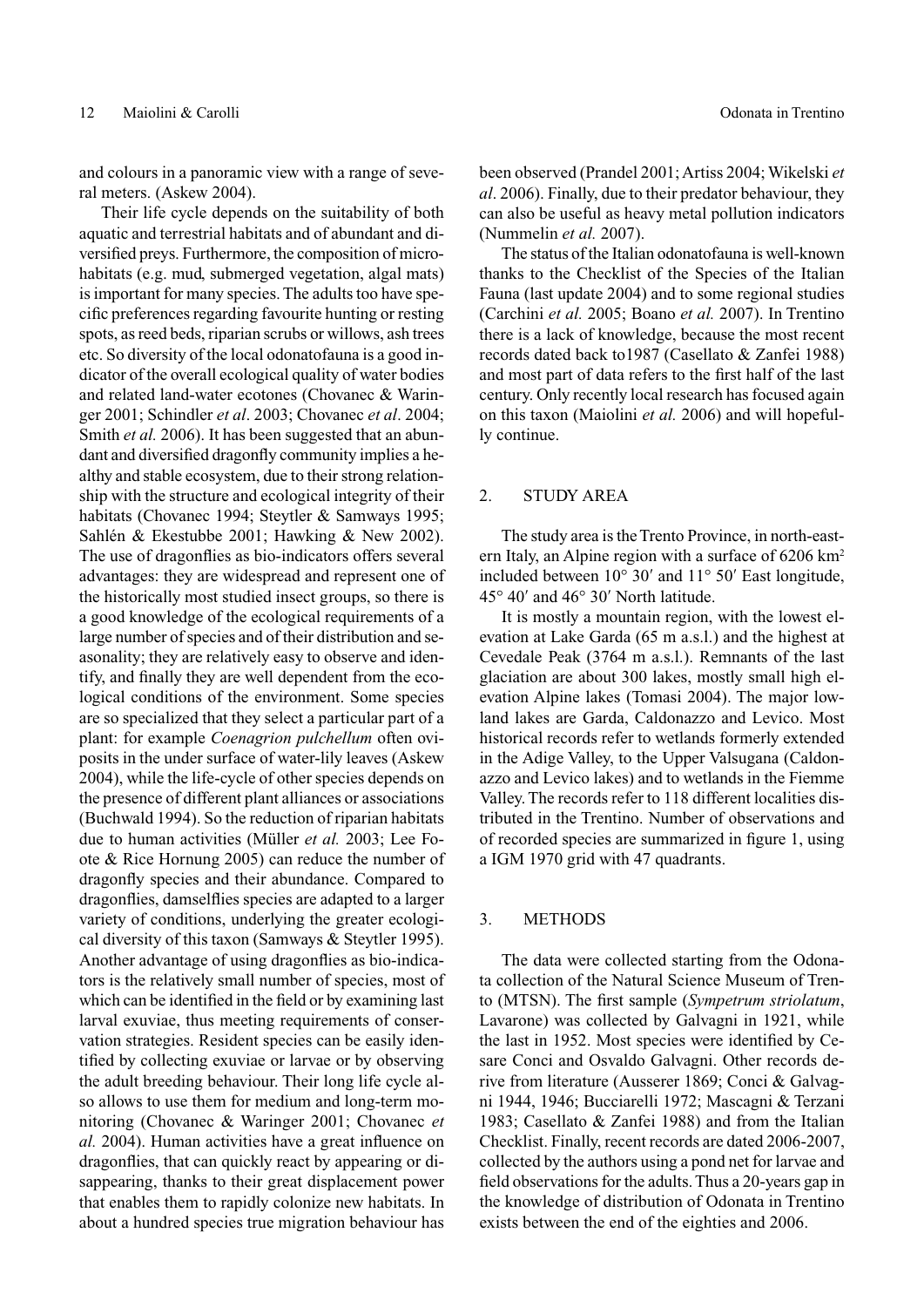and colours in a panoramic view with a range of several meters. (Askew 2004).

Their life cycle depends on the suitability of both aquatic and terrestrial habitats and of abundant and diversified preys. Furthermore, the composition of microhabitats (e.g. mud, submerged vegetation, algal mats) is important for many species. The adults too have specific preferences regarding favourite hunting or resting spots, as reed beds, riparian scrubs or willows, ash trees etc. So diversity of the local odonatofauna is a good indicator of the overall ecological quality of water bodies and related land-water ecotones (Chovanec & Waringer 2001; Schindler *et al*. 2003; Chovanec *et al*. 2004; Smith *et al.* 2006). It has been suggested that an abundant and diversified dragonfly community implies a healthy and stable ecosystem, due to their strong relationship with the structure and ecological integrity of their habitats (Chovanec 1994; Steytler & Samways 1995; Sahlén & Ekestubbe 2001; Hawking & New 2002). The use of dragonflies as bio-indicators offers several advantages: they are widespread and represent one of the historically most studied insect groups, so there is a good knowledge of the ecological requirements of a large number of species and of their distribution and seasonality; they are relatively easy to observe and identify, and finally they are well dependent from the ecological conditions of the environment. Some species are so specialized that they select a particular part of a plant: for example *Coenagrion pulchellum* often oviposits in the under surface of water-lily leaves (Askew 2004), while the life-cycle of other species depends on the presence of different plant alliances or associations (Buchwald 1994). So the reduction of riparian habitats due to human activities (Müller *et al.* 2003; Lee Foote & Rice Hornung 2005) can reduce the number of dragonfly species and their abundance. Compared to dragonflies, damselflies species are adapted to a larger variety of conditions, underlying the greater ecological diversity of this taxon (Samways & Steytler 1995). Another advantage of using dragonflies as bio-indicators is the relatively small number of species, most of which can be identified in the field or by examining last larval exuviae, thus meeting requirements of conservation strategies. Resident species can be easily identified by collecting exuviae or larvae or by observing the adult breeding behaviour. Their long life cycle also allows to use them for medium and long-term monitoring (Chovanec & Waringer 2001; Chovanec *et al.* 2004). Human activities have a great influence on dragonflies, that can quickly react by appearing or disappearing, thanks to their great displacement power that enables them to rapidly colonize new habitats. In about a hundred species true migration behaviour has been observed (Prandel 2001; Artiss 2004; Wikelski *et al*. 2006). Finally, due to their predator behaviour, they can also be useful as heavy metal pollution indicators (Nummelin *et al.* 2007).

The status of the Italian odonatofauna is well-known thanks to the Checklist of the Species of the Italian Fauna (last update 2004) and to some regional studies (Carchini *et al.* 2005; Boano *et al.* 2007). In Trentino there is a lack of knowledge, because the most recent records dated back to1987 (Casellato & Zanfei 1988) and most part of data refers to the first half of the last century. Only recently local research has focused again on this taxon (Maiolini *et al.* 2006) and will hopefully continue.

## 2. STUDY AREA

The study area is the Trento Province, in north-eastern Italy, an Alpine region with a surface of 6206 km$^2$ included between 10° 30′ and 11° 50′ East longitude, 45° 40′ and 46° 30′ North latitude.

It is mostly a mountain region, with the lowest elevation at Lake Garda (65 m a.s.l.) and the highest at Cevedale Peak (3764 m a.s.l.). Remnants of the last glaciation are about 300 lakes, mostly small high elevation Alpine lakes (Tomasi 2004). The major lowland lakes are Garda, Caldonazzo and Levico. Most historical records refer to wetlands formerly extended in the Adige Valley, to the Upper Valsugana (Caldonazzo and Levico lakes) and to wetlands in the Fiemme Valley. The records refer to 118 different localities distributed in the Trentino. Number of observations and of recorded species are summarized in figure 1, using a IGM 1970 grid with 47 quadrants.

## 3. METHODS

The data were collected starting from the Odonata collection of the Natural Science Museum of Trento (MTSN). The first sample (*Sympetrum striolatum*, Lavarone) was collected by Galvagni in 1921, while the last in 1952. Most species were identified by Cesare Conci and Osvaldo Galvagni. Other records derive from literature (Ausserer 1869; Conci & Galvagni 1944, 1946; Bucciarelli 1972; Mascagni & Terzani 1983; Casellato & Zanfei 1988) and from the Italian Checklist. Finally, recent records are dated 2006-2007, collected by the authors using a pond net for larvae and field observations for the adults. Thus a 20-years gap in the knowledge of distribution of Odonata in Trentino exists between the end of the eighties and 2006.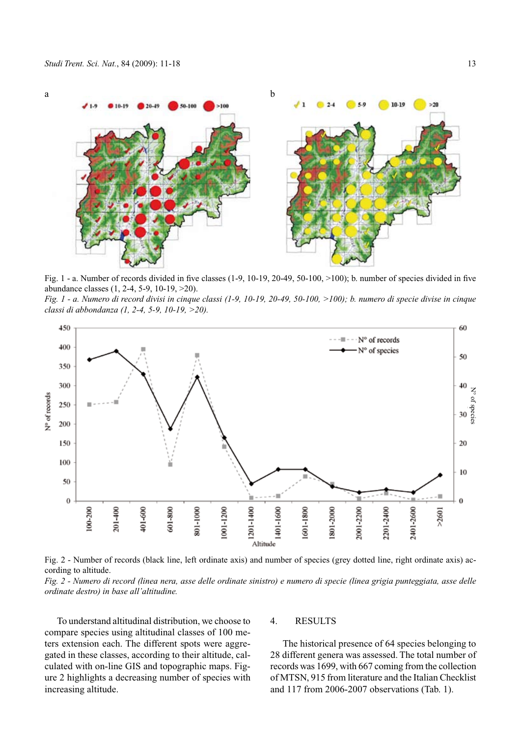Fig. 1 - a. Number of records divided in five classes (1-9, 10-19, 20-49, 50-100, >100); b. number of species divided in five abundance classes (1, 2-4, 5-9, 10-19, >20).

*Fig. 1 - a. Numero di record divisi in cinque classi (1-9, 10-19, 20-49, 50-100, >100); b. numero di specie divise in cinque classi di abbondanza (1, 2-4, 5-9, 10-19, >20).*

Fig. 2 - Number of records (black line, left ordinate axis) and number of species (grey dotted line, right ordinate axis) according to altitude.

*Fig. 2 - Numero di record (linea nera, asse delle ordinate sinistro) e numero di specie (linea grigia punteggiata, asse delle ordinate destro) in base all'altitudine.*

To understand altitudinal distribution, we choose to compare species using altitudinal classes of 100 meters extension each. The different spots were aggregated in these classes, according to their altitude, calculated with on-line GIS and topographic maps. Figure 2 highlights a decreasing number of species with increasing altitude.

## 4. RESULTS

The historical presence of 64 species belonging to 28 different genera was assessed. The total number of records was 1699, with 667 coming from the collection of MTSN, 915 from literature and the Italian Checklist and 117 from 2006-2007 observations (Tab. 1).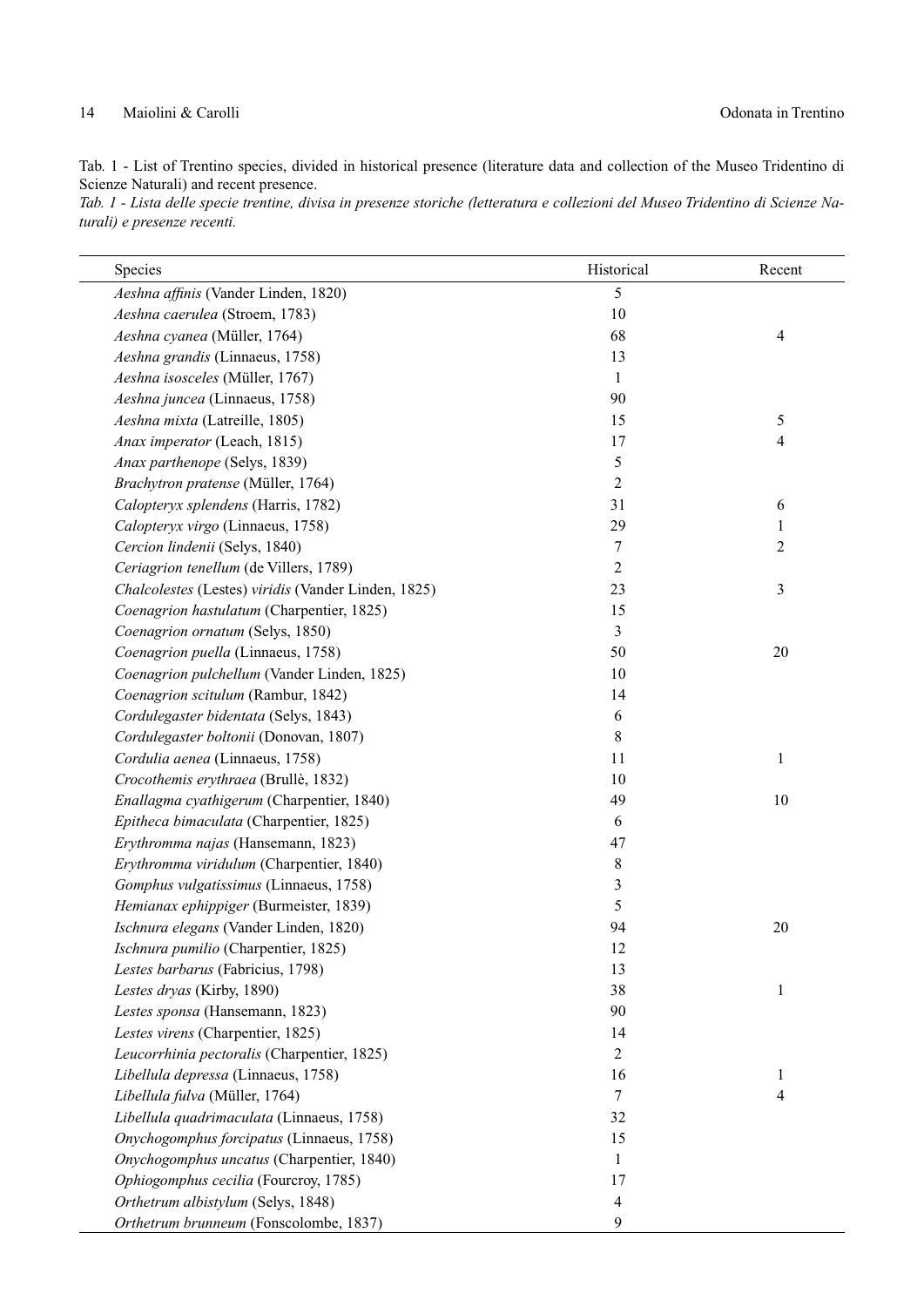Tab. 1 - List of Trentino species, divided in historical presence (literature data and collection of the Museo Tridentino di Scienze Naturali) and recent presence.

*Tab. 1 - Lista delle specie trentine, divisa in presenze storiche (letteratura e collezioni del Museo Tridentino di Scienze Naturali) e presenze recenti.*

| Species | Historical | Recent |
|---|---|---|
| *Aeshna affinis* (Vander Linden, 1820) | 5 | |
| *Aeshna caerulea* (Stroem, 1783) | 10 | |
| *Aeshna cyanea* (Müller, 1764) | 68 | 4 |
| *Aeshna grandis* (Linnaeus, 1758) | 13 | |
| *Aeshna isosceles* (Müller, 1767) | 1 | |
| *Aeshna juncea* (Linnaeus, 1758) | 90 | |
| *Aeshna mixta* (Latreille, 1805) | 15 | 5 |
| *Anax imperator* (Leach, 1815) | 17 | 4 |
| *Anax parthenope* (Selys, 1839) | 5 | |
| *Brachytron pratense* (Müller, 1764) | 2 | |
| *Calopteryx splendens* (Harris, 1782) | 31 | 6 |
| *Calopteryx virgo* (Linnaeus, 1758) | 29 | 1 |
| *Cercion lindenii* (Selys, 1840) | 7 | 2 |
| *Ceriagrion tenellum* (de Villers, 1789) | 2 | |
| *Chalcolestes* (Lestes) *viridis* (Vander Linden, 1825) | 23 | 3 |
| *Coenagrion hastulatum* (Charpentier, 1825) | 15 | |
| *Coenagrion ornatum* (Selys, 1850) | 3 | |
| *Coenagrion puella* (Linnaeus, 1758) | 50 | 20 |
| *Coenagrion pulchellum* (Vander Linden, 1825) | 10 | |
| *Coenagrion scitulum* (Rambur, 1842) | 14 | |
| *Cordulegaster bidentata* (Selys, 1843) | 6 | |
| *Cordulegaster boltonii* (Donovan, 1807) | 8 | |
| *Cordulia aenea* (Linnaeus, 1758) | 11 | 1 |
| *Crocothemis erythraea* (Brullè, 1832) | 10 | |
| *Enallagma cyathigerum* (Charpentier, 1840) | 49 | 10 |
| *Epitheca bimaculata* (Charpentier, 1825) | 6 | |
| *Erythromma najas* (Hansemann, 1823) | 47 | |
| *Erythromma viridulum* (Charpentier, 1840) | 8 | |
| *Gomphus vulgatissimus* (Linnaeus, 1758) | 3 | |
| *Hemianax ephippiger* (Burmeister, 1839) | 5 | |
| *Ischnura elegans* (Vander Linden, 1820) | 94 | 20 |
| *Ischnura pumilio* (Charpentier, 1825) | 12 | |
| *Lestes barbarus* (Fabricius, 1798) | 13 | |
| *Lestes dryas* (Kirby, 1890) | 38 | 1 |
| *Lestes sponsa* (Hansemann, 1823) | 90 | |
| *Lestes virens* (Charpentier, 1825) | 14 | |
| *Leucorrhinia pectoralis* (Charpentier, 1825) | 2 | |
| *Libellula depressa* (Linnaeus, 1758) | 16 | 1 |
| *Libellula fulva* (Müller, 1764) | 7 | 4 |
| *Libellula quadrimaculata* (Linnaeus, 1758) | 32 | |
| *Onychogomphus forcipatus* (Linnaeus, 1758) | 15 | |
| *Onychogomphus uncatus* (Charpentier, 1840) | 1 | |
| *Ophiogomphus cecilia* (Fourcroy, 1785) | 17 | |
| *Orthetrum albistylum* (Selys, 1848) | 4 | |
| *Orthetrum brunneum* (Fonscolombe, 1837) | 9 | |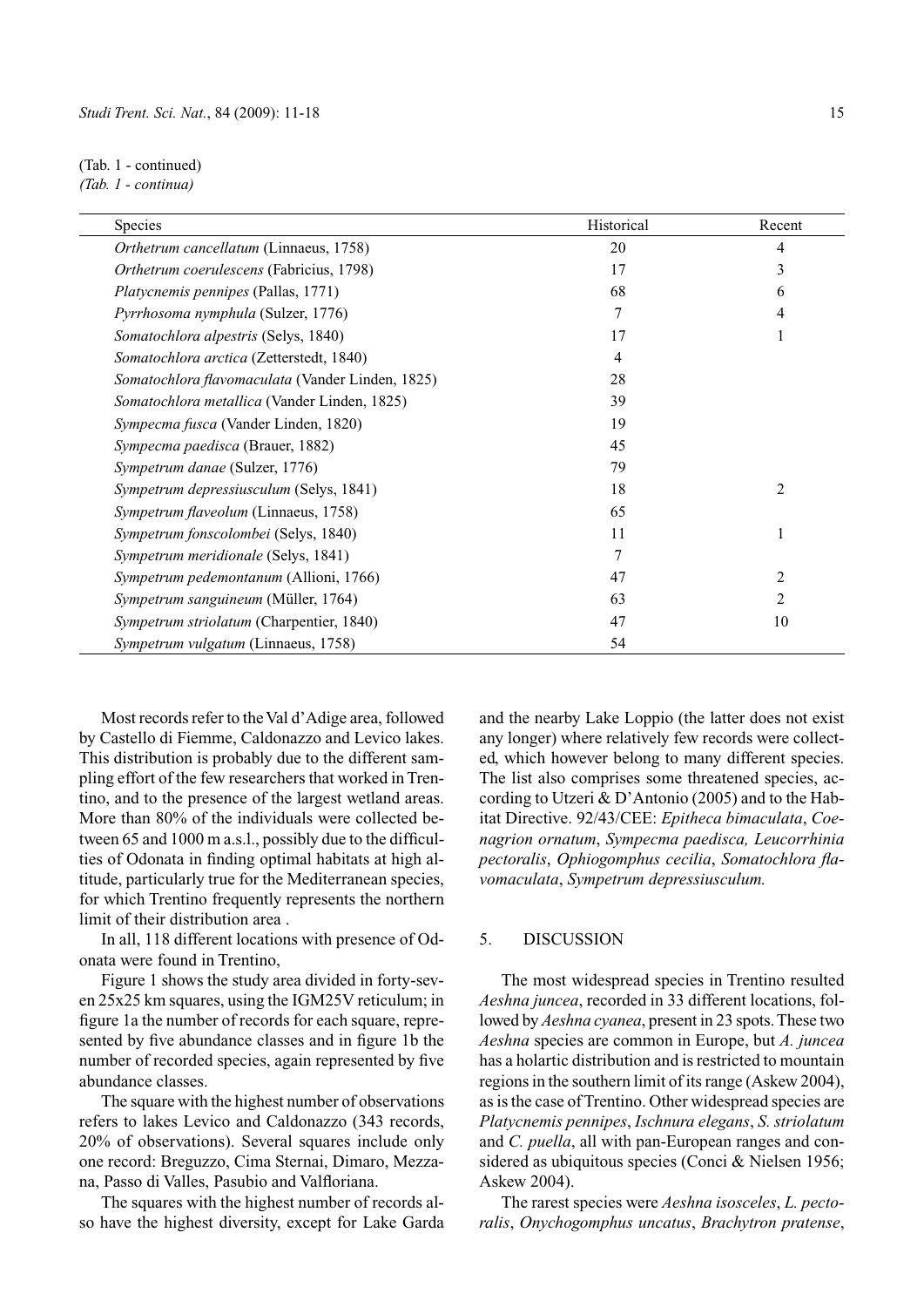(Tab. 1 - continued)
*(Tab. 1 - continua)*

| Species | Historical | Recent |
|---|---|---|
| *Orthetrum cancellatum* (Linnaeus, 1758) | 20 | 4 |
| *Orthetrum coerulescens* (Fabricius, 1798) | 17 | 3 |
| *Platycnemis pennipes* (Pallas, 1771) | 68 | 6 |
| *Pyrrhosoma nymphula* (Sulzer, 1776) | 7 | 4 |
| *Somatochlora alpestris* (Selys, 1840) | 17 | 1 |
| *Somatochlora arctica* (Zetterstedt, 1840) | 4 | |
| *Somatochlora flavomaculata* (Vander Linden, 1825) | 28 | |
| *Somatochlora metallica* (Vander Linden, 1825) | 39 | |
| *Sympecma fusca* (Vander Linden, 1820) | 19 | |
| *Sympecma paedisca* (Brauer, 1882) | 45 | |
| *Sympetrum danae* (Sulzer, 1776) | 79 | |
| *Sympetrum depressiusculum* (Selys, 1841) | 18 | 2 |
| *Sympetrum flaveolum* (Linnaeus, 1758) | 65 | |
| *Sympetrum fonscolombei* (Selys, 1840) | 11 | 1 |
| *Sympetrum meridionale* (Selys, 1841) | 7 | |
| *Sympetrum pedemontanum* (Allioni, 1766) | 47 | 2 |
| *Sympetrum sanguineum* (Müller, 1764) | 63 | 2 |
| *Sympetrum striolatum* (Charpentier, 1840) | 47 | 10 |
| *Sympetrum vulgatum* (Linnaeus, 1758) | 54 | |

Most records refer to the Val d'Adige area, followed by Castello di Fiemme, Caldonazzo and Levico lakes. This distribution is probably due to the different sampling effort of the few researchers that worked in Trentino, and to the presence of the largest wetland areas. More than 80% of the individuals were collected between 65 and 1000 m a.s.l., possibly due to the difficulties of Odonata in finding optimal habitats at high altitude, particularly true for the Mediterranean species, for which Trentino frequently represents the northern limit of their distribution area .

In all, 118 different locations with presence of Odonata were found in Trentino,

Figure 1 shows the study area divided in forty-seven 25x25 km squares, using the IGM25V reticulum; in figure 1a the number of records for each square, represented by five abundance classes and in figure 1b the number of recorded species, again represented by five abundance classes.

The square with the highest number of observations refers to lakes Levico and Caldonazzo (343 records, 20% of observations). Several squares include only one record: Breguzzo, Cima Sternai, Dimaro, Mezzana, Passo di Valles, Pasubio and Valfloriana.

The squares with the highest number of records also have the highest diversity, except for Lake Garda and the nearby Lake Loppio (the latter does not exist any longer) where relatively few records were collected, which however belong to many different species. The list also comprises some threatened species, according to Utzeri & D'Antonio (2005) and to the Habitat Directive. 92/43/CEE: *Epitheca bimaculata*, *Coenagrion ornatum*, *Sympecma paedisca, Leucorrhinia pectoralis*, *Ophiogomphus cecilia*, *Somatochlora flavomaculata*, *Sympetrum depressiusculum.*

## 5. DISCUSSION

The most widespread species in Trentino resulted *Aeshna juncea*, recorded in 33 different locations, followed by *Aeshna cyanea*, present in 23 spots. These two *Aeshna* species are common in Europe, but *A. juncea* has a holartic distribution and is restricted to mountain regions in the southern limit of its range (Askew 2004), as is the case of Trentino. Other widespread species are *Platycnemis pennipes*, *Ischnura elegans*, *S. striolatum* and *C. puella*, all with pan-European ranges and considered as ubiquitous species (Conci & Nielsen 1956; Askew 2004).

The rarest species were *Aeshna isosceles*, *L. pectoralis*, *Onychogomphus uncatus*, *Brachytron pratense*,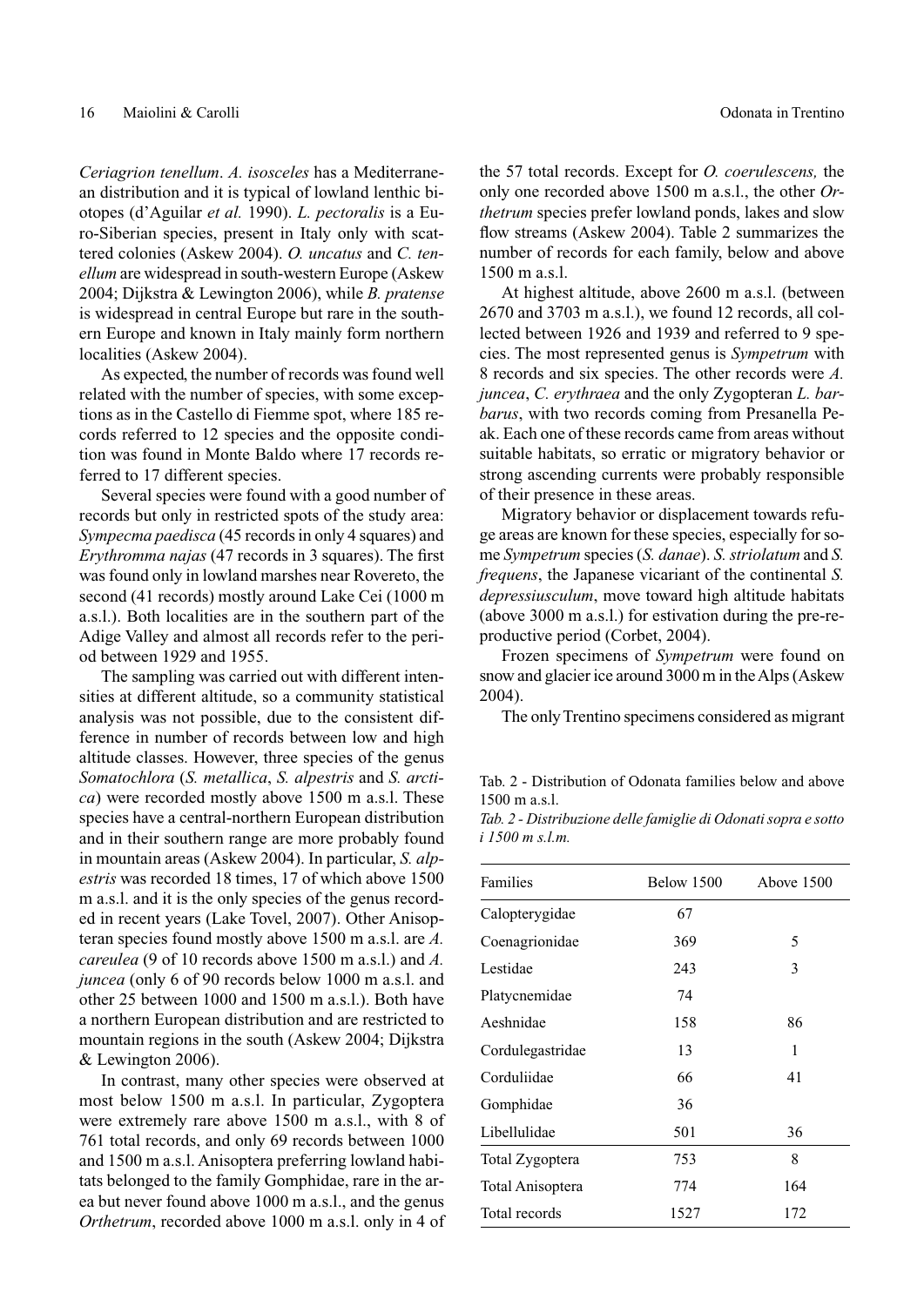*Ceriagrion tenellum*. *A. isosceles* has a Mediterranean distribution and it is typical of lowland lenthic biotopes (d'Aguilar *et al.* 1990). *L. pectoralis* is a Euro-Siberian species, present in Italy only with scattered colonies (Askew 2004). *O. uncatus* and *C. tenellum* are widespread in south-western Europe (Askew 2004; Dijkstra & Lewington 2006), while *B. pratense* is widespread in central Europe but rare in the southern Europe and known in Italy mainly form northern localities (Askew 2004).

As expected, the number of records was found well related with the number of species, with some exceptions as in the Castello di Fiemme spot, where 185 records referred to 12 species and the opposite condition was found in Monte Baldo where 17 records referred to 17 different species.

Several species were found with a good number of records but only in restricted spots of the study area: *Sympecma paedisca* (45 records in only 4 squares) and *Erythromma najas* (47 records in 3 squares). The first was found only in lowland marshes near Rovereto, the second (41 records) mostly around Lake Cei (1000 m a.s.l.). Both localities are in the southern part of the Adige Valley and almost all records refer to the period between 1929 and 1955.

The sampling was carried out with different intensities at different altitude, so a community statistical analysis was not possible, due to the consistent difference in number of records between low and high altitude classes. However, three species of the genus *Somatochlora* (*S. metallica*, *S. alpestris* and *S. arctica*) were recorded mostly above 1500 m a.s.l. These species have a central-northern European distribution and in their southern range are more probably found in mountain areas (Askew 2004). In particular, *S. alpestris* was recorded 18 times, 17 of which above 1500 m a.s.l. and it is the only species of the genus recorded in recent years (Lake Tovel, 2007). Other Anisopteran species found mostly above 1500 m a.s.l. are *A. careulea* (9 of 10 records above 1500 m a.s.l.) and *A. juncea* (only 6 of 90 records below 1000 m a.s.l. and other 25 between 1000 and 1500 m a.s.l.). Both have a northern European distribution and are restricted to mountain regions in the south (Askew 2004; Dijkstra & Lewington 2006).

In contrast, many other species were observed at most below 1500 m a.s.l. In particular, Zygoptera were extremely rare above 1500 m a.s.l., with 8 of 761 total records, and only 69 records between 1000 and 1500 m a.s.l. Anisoptera preferring lowland habitats belonged to the family Gomphidae, rare in the area but never found above 1000 m a.s.l., and the genus *Orthetrum*, recorded above 1000 m a.s.l. only in 4 of the 57 total records. Except for *O. coerulescens,* the only one recorded above 1500 m a.s.l., the other *Orthetrum* species prefer lowland ponds, lakes and slow flow streams (Askew 2004). Table 2 summarizes the number of records for each family, below and above 1500 m a.s.l.

At highest altitude, above 2600 m a.s.l. (between 2670 and 3703 m a.s.l.), we found 12 records, all collected between 1926 and 1939 and referred to 9 species. The most represented genus is *Sympetrum* with 8 records and six species. The other records were *A. juncea*, *C. erythraea* and the only Zygopteran *L. barbarus*, with two records coming from Presanella Peak. Each one of these records came from areas without suitable habitats, so erratic or migratory behavior or strong ascending currents were probably responsible of their presence in these areas.

Migratory behavior or displacement towards refuge areas are known for these species, especially for some *Sympetrum* species (*S. danae*). *S. striolatum* and *S. frequens*, the Japanese vicariant of the continental *S. depressiusculum*, move toward high altitude habitats (above 3000 m a.s.l.) for estivation during the pre-reproductive period (Corbet, 2004).

Frozen specimens of *Sympetrum* were found on snow and glacier ice around 3000 m in the Alps (Askew 2004).

The only Trentino specimens considered as migrant

Tab. 2 - Distribution of Odonata families below and above 1500 m a.s.l.

*Tab. 2 - Distribuzione delle famiglie di Odonati sopra e sotto i 1500 m s.l.m.*

| Families | Below 1500 | Above 1500 |
|---|---|---|
| Calopterygidae | 67 | |
| Coenagrionidae | 369 | 5 |
| Lestidae | 243 | 3 |
| Platycnemidae | 74 | |
| Aeshnidae | 158 | 86 |
| Cordulegastridae | 13 | 1 |
| Corduliidae | 66 | 41 |
| Gomphidae | 36 | |
| Libellulidae | 501 | 36 |
| Total Zygoptera | 753 | 8 |
| Total Anisoptera | 774 | 164 |
| Total records | 1527 | 172 |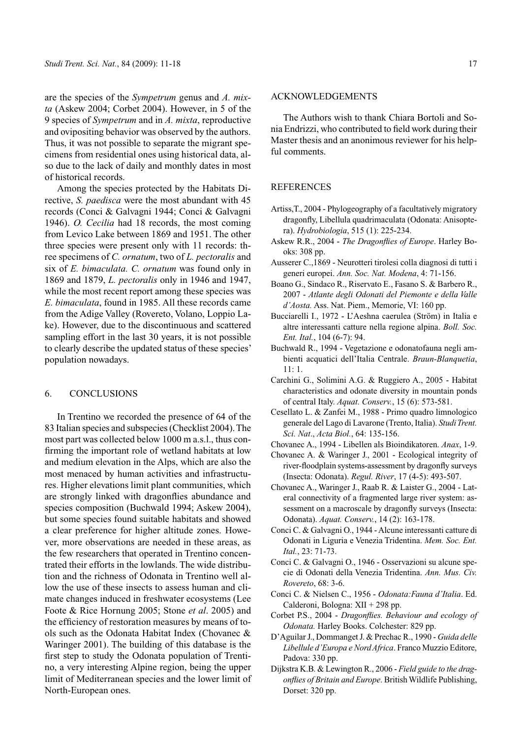are the species of the *Sympetrum* genus and *A. mixta* (Askew 2004; Corbet 2004). However, in 5 of the 9 species of *Sympetrum* and in *A. mixta*, reproductive and ovipositing behavior was observed by the authors. Thus, it was not possible to separate the migrant specimens from residential ones using historical data, also due to the lack of daily and monthly dates in most of historical records.

Among the species protected by the Habitats Directive, *S. paedisca* were the most abundant with 45 records (Conci & Galvagni 1944; Conci & Galvagni 1946). *O. Cecilia* had 18 records, the most coming from Levico Lake between 1869 and 1951. The other three species were present only with 11 records: three specimens of *C. ornatum*, two of *L. pectoralis* and six of *E. bimaculata. C. ornatum* was found only in 1869 and 1879, *L. pectoralis* only in 1946 and 1947, while the most recent report among these species was *E. bimaculata*, found in 1985. All these records came from the Adige Valley (Rovereto, Volano, Loppio Lake). However, due to the discontinuous and scattered sampling effort in the last 30 years, it is not possible to clearly describe the updated status of these species' population nowadays.

## 6. CONCLUSIONS

In Trentino we recorded the presence of 64 of the 83 Italian species and subspecies (Checklist 2004). The most part was collected below 1000 m a.s.l., thus confirming the important role of wetland habitats at low and medium elevation in the Alps, which are also the most menaced by human activities and infrastructures. Higher elevations limit plant communities, which are strongly linked with dragonflies abundance and species composition (Buchwald 1994; Askew 2004), but some species found suitable habitats and showed a clear preference for higher altitude zones. However, more observations are needed in these areas, as the few researchers that operated in Trentino concentrated their efforts in the lowlands. The wide distribution and the richness of Odonata in Trentino well allow the use of these insects to assess human and climate changes induced in freshwater ecosystems (Lee Foote & Rice Hornung 2005; Stone *et al*. 2005) and the efficiency of restoration measures by means of tools such as the Odonata Habitat Index (Chovanec & Waringer 2001). The building of this database is the first step to study the Odonata population of Trentino, a very interesting Alpine region, being the upper limit of Mediterranean species and the lower limit of North-European ones.

## ACKNOWLEDGEMENTS

The Authors wish to thank Chiara Bortoli and Sonia Endrizzi, who contributed to field work during their Master thesis and an anonimous reviewer for his helpful comments.

## REFERENCES

Artiss,T., 2004 - Phylogeography of a facultatively migratory dragonfly, Libellula quadrimaculata (Odonata: Anisoptera). *Hydrobiologia*, 515 (1): 225-234.

Askew R.R., 2004 - *The Dragonflies of Europe*. Harley Books: 308 pp.

Ausserer C.,1869 - Neurotteri tirolesi colla diagnosi di tutti i generi europei. *Ann. Soc. Nat. Modena*, 4: 71-156.

Boano G., Sindaco R., Riservato E., Fasano S. & Barbero R., 2007 - *Atlante degli Odonati del Piemonte e della Valle d'Aosta.* Ass. Nat. Piem., Memorie, VI: 160 pp.

Bucciarelli I., 1972 - L'Aeshna caerulea (Ström) in Italia e altre interessanti catture nella regione alpina. *Boll. Soc. Ent. Ital.*, 104 (6-7): 94.

Buchwald R., 1994 - Vegetazione e odonatofauna negli ambienti acquatici dell'Italia Centrale. *Braun-Blanquetia*, 11: 1.

Carchini G., Solimini A.G. & Ruggiero A., 2005 - Habitat characteristics and odonate diversity in mountain ponds of central Italy. *Aquat. Conserv.*, 15 (6): 573-581.

Cesellato L. & Zanfei M., 1988 - Primo quadro limnologico generale del Lago di Lavarone (Trento, Italia). *Studi Trent. Sci. Nat*., *Acta Biol.*, 64: 135-156.

Chovanec A., 1994 - Libellen als Bioindikatoren. *Anax*, 1-9.

Chovanec A. & Waringer J., 2001 - Ecological integrity of river-floodplain systems-assessment by dragonfly surveys (Insecta: Odonata). *Regul. River*, 17 (4-5): 493-507.

Chovanec A., Waringer J., Raab R. & Laister G., 2004 - Lateral connectivity of a fragmented large river system: assessment on a macroscale by dragonfly surveys (Insecta: Odonata). *Aquat. Conserv.*, 14 (2): 163-178.

Conci C. & Galvagni O., 1944 - Alcune interessanti catture di Odonati in Liguria e Venezia Tridentina. *Mem. Soc. Ent. Ital.*, 23: 71-73.

Conci C. & Galvagni O., 1946 - Osservazioni su alcune specie di Odonati della Venezia Tridentina. *Ann. Mus. Civ. Rovereto*, 68: 3-6.

Conci C. & Nielsen C., 1956 - *Odonata:Fauna d'Italia*. Ed. Calderoni, Bologna: XII + 298 pp.

Corbet P.S., 2004 - *Dragonflies. Behaviour and ecology of Odonata.* Harley Books. Colchester: 829 pp.

D'Aguilar J., Dommanget J. & Prechac R., 1990 - *Guida delle Libellule d'Europa e Nord Africa*. Franco Muzzio Editore, Padova: 330 pp.

Dijkstra K.B. & Lewington R., 2006 - *Field guide to the dragonflies of Britain and Europe*. British Wildlife Publishing, Dorset: 320 pp.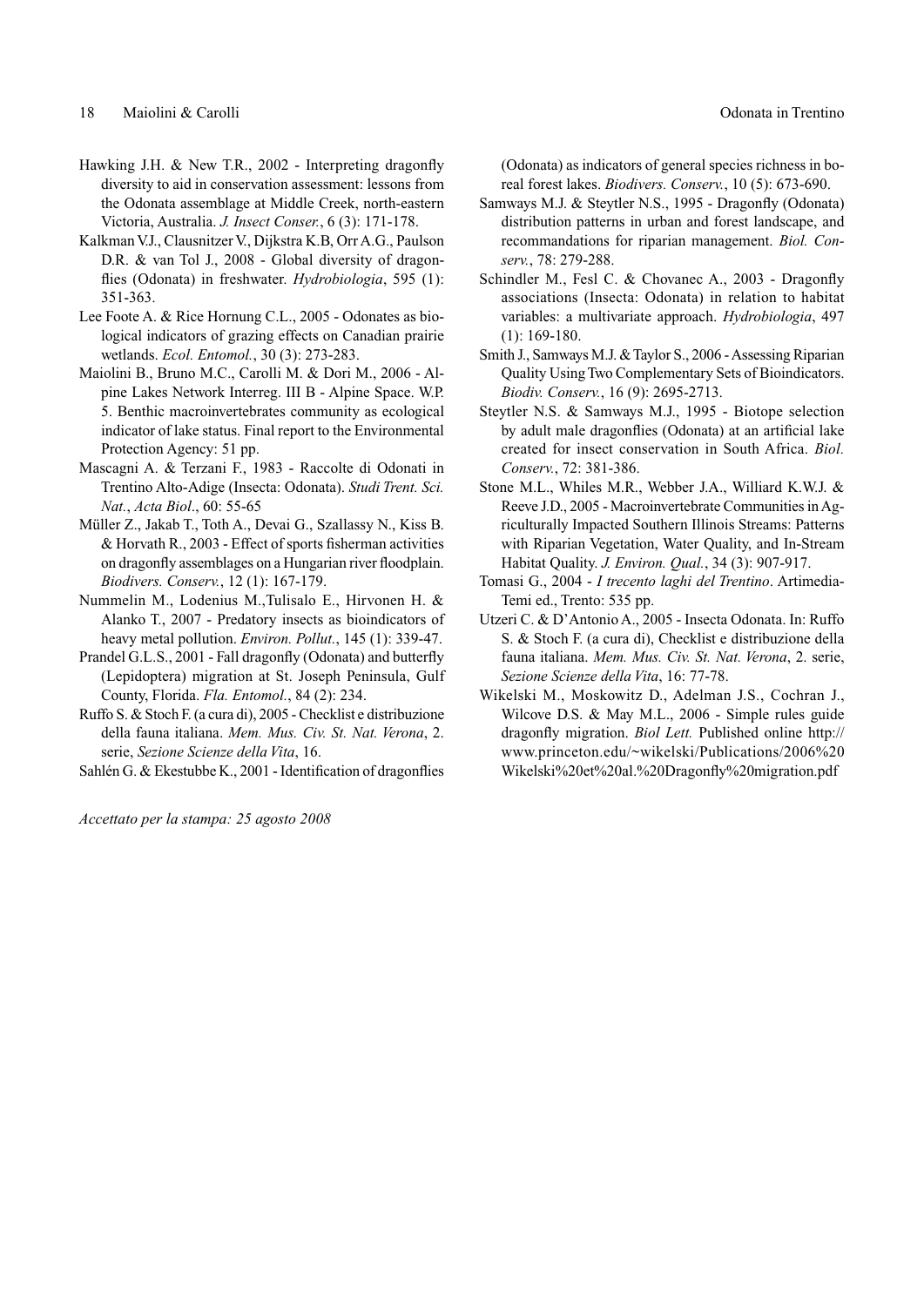Hawking J.H. & New T.R., 2002 - Interpreting dragonfly diversity to aid in conservation assessment: lessons from the Odonata assemblage at Middle Creek, north-eastern Victoria, Australia. *J. Insect Conser.*, 6 (3): 171-178.

Kalkman V.J., Clausnitzer V., Dijkstra K.B, Orr A.G., Paulson D.R. & van Tol J., 2008 - Global diversity of dragonflies (Odonata) in freshwater. *Hydrobiologia*, 595 (1): 351-363.

Lee Foote A. & Rice Hornung C.L., 2005 - Odonates as biological indicators of grazing effects on Canadian prairie wetlands. *Ecol. Entomol.*, 30 (3): 273-283.

Maiolini B., Bruno M.C., Carolli M. & Dori M., 2006 - Alpine Lakes Network Interreg. III B - Alpine Space. W.P. 5. Benthic macroinvertebrates community as ecological indicator of lake status. Final report to the Environmental Protection Agency: 51 pp.

Mascagni A. & Terzani F., 1983 - Raccolte di Odonati in Trentino Alto-Adige (Insecta: Odonata). *Studi Trent. Sci. Nat.*, *Acta Biol*., 60: 55-65

Müller Z., Jakab T., Toth A., Devai G., Szallassy N., Kiss B. & Horvath R., 2003 - Effect of sports fisherman activities on dragonfly assemblages on a Hungarian river floodplain. *Biodivers. Conserv.*, 12 (1): 167-179.

Nummelin M., Lodenius M.,Tulisalo E., Hirvonen H. & Alanko T., 2007 - Predatory insects as bioindicators of heavy metal pollution. *Environ. Pollut.*, 145 (1): 339-47.

Prandel G.L.S., 2001 - Fall dragonfly (Odonata) and butterfly (Lepidoptera) migration at St. Joseph Peninsula, Gulf County, Florida. *Fla. Entomol.*, 84 (2): 234.

Ruffo S. & Stoch F. (a cura di), 2005 - Checklist e distribuzione della fauna italiana. *Mem. Mus. Civ. St. Nat. Verona*, 2. serie, *Sezione Scienze della Vita*, 16.

Sahlén G. & Ekestubbe K., 2001 - Identification of dragonflies (Odonata) as indicators of general species richness in boreal forest lakes. *Biodivers. Conserv.*, 10 (5): 673-690.

Samways M.J. & Steytler N.S., 1995 - Dragonfly (Odonata) distribution patterns in urban and forest landscape, and recommandations for riparian management. *Biol. Conserv.*, 78: 279-288.

Schindler M., Fesl C. & Chovanec A., 2003 - Dragonfly associations (Insecta: Odonata) in relation to habitat variables: a multivariate approach. *Hydrobiologia*, 497 (1): 169-180.

Smith J., Samways M.J. & Taylor S., 2006 - Assessing Riparian Quality Using Two Complementary Sets of Bioindicators. *Biodiv. Conserv.*, 16 (9): 2695-2713.

Steytler N.S. & Samways M.J., 1995 - Biotope selection by adult male dragonflies (Odonata) at an artificial lake created for insect conservation in South Africa. *Biol. Conserv.*, 72: 381-386.

Stone M.L., Whiles M.R., Webber J.A., Williard K.W.J. & Reeve J.D., 2005 - Macroinvertebrate Communities in Agriculturally Impacted Southern Illinois Streams: Patterns with Riparian Vegetation, Water Quality, and In-Stream Habitat Quality. *J. Environ. Qual.*, 34 (3): 907-917.

Tomasi G., 2004 - *I trecento laghi del Trentino*. Artimedia-Temi ed., Trento: 535 pp.

Utzeri C. & D'Antonio A., 2005 - Insecta Odonata. In: Ruffo S. & Stoch F. (a cura di), Checklist e distribuzione della fauna italiana. *Mem. Mus. Civ. St. Nat. Verona*, 2. serie, *Sezione Scienze della Vita*, 16: 77-78.

Wikelski M., Moskowitz D., Adelman J.S., Cochran J., Wilcove D.S. & May M.L., 2006 - Simple rules guide dragonfly migration. *Biol Lett.* Published online http://www.princeton.edu/~wikelski/Publications/2006%20Wikelski%20et%20al.%20Dragonfly%20migration.pdf

*Accettato per la stampa: 25 agosto 2008*